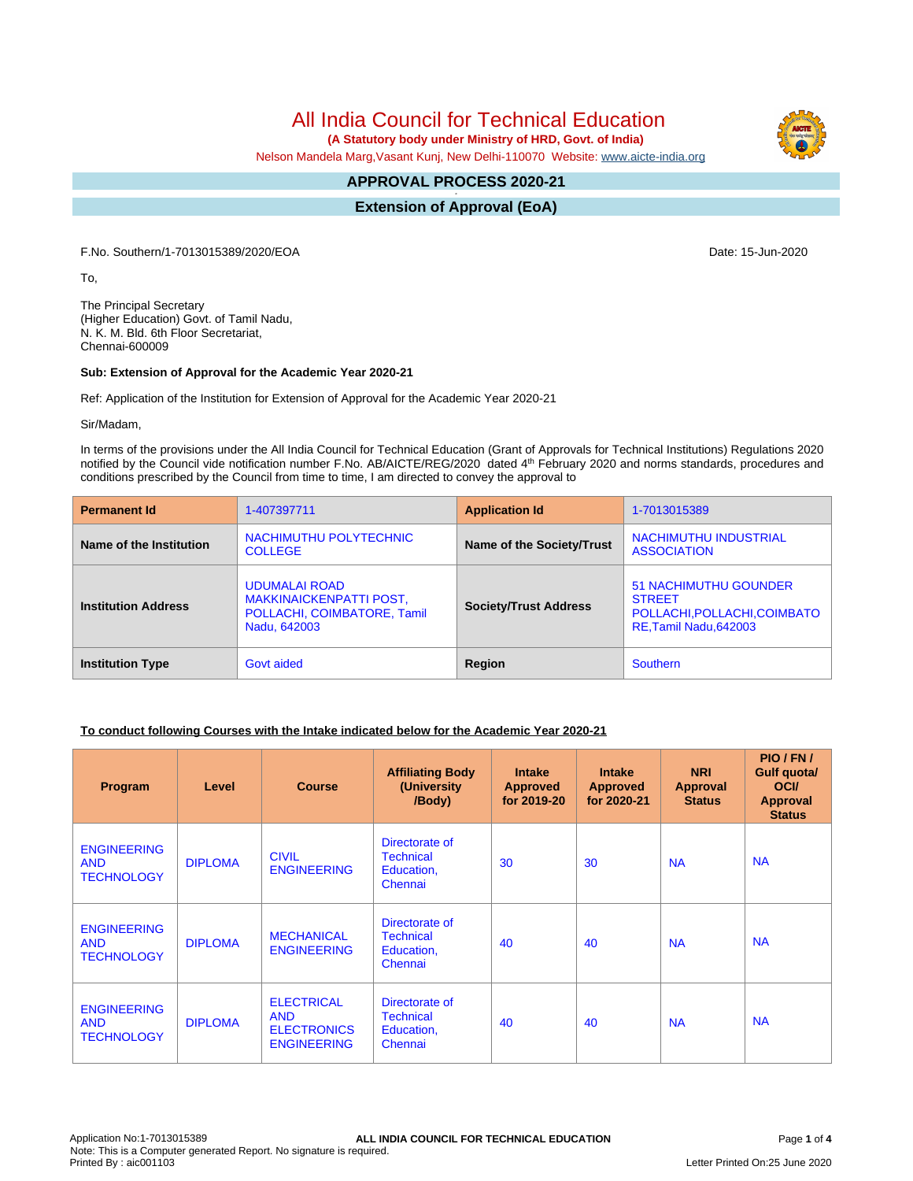# All India Council for Technical Education

**(A Statutory body under Ministry of HRD, Govt. of India)**

Nelson Mandela Marg,Vasant Kunj, New Delhi-110070 Website: www.aicte-india.org

## APPROVAL PROCESS 2020-21

## Extension of Approval (EoA)

F.No. Southern/1-7013015389/2020/EOA

Date: 15-Jun-2020

To,

The Principal Secretary
(Higher Education) Govt. of Tamil Nadu,
N. K. M. Bld. 6th Floor Secretariat,
Chennai-600009

**Sub: Extension of Approval for the Academic Year 2020-21**

Ref: Application of the Institution for Extension of Approval for the Academic Year 2020-21

Sir/Madam,

In terms of the provisions under the All India Council for Technical Education (Grant of Approvals for Technical Institutions) Regulations 2020 notified by the Council vide notification number F.No. AB/AICTE/REG/2020 dated 4th February 2020 and norms standards, procedures and conditions prescribed by the Council from time to time, I am directed to convey the approval to

| **Permanent Id** | 1-407397711 | **Application Id** | 1-7013015389 |
|---|---|---|---|
| **Name of the Institution** | NACHIMUTHU POLYTECHNIC COLLEGE | **Name of the Society/Trust** | NACHIMUTHU INDUSTRIAL ASSOCIATION |
| **Institution Address** | UDUMALAI ROAD MAKKINAICKENPATTI POST, POLLACHI, COIMBATORE, Tamil Nadu, 642003 | **Society/Trust Address** | 51 NACHIMUTHU GOUNDER STREET POLLACHI,POLLACHI,COIMBATORE,Tamil Nadu,642003 |
| **Institution Type** | Govt aided | **Region** | Southern |

**To conduct following Courses with the Intake indicated below for the Academic Year 2020-21**

| Program | Level | Course | Affiliating Body (University /Body) | Intake Approved for 2019-20 | Intake Approved for 2020-21 | NRI Approval Status | PIO / FN / Gulf quota/ OCI/ Approval Status |
|---|---|---|---|---|---|---|---|
| ENGINEERING AND TECHNOLOGY | DIPLOMA | CIVIL ENGINEERING | Directorate of Technical Education, Chennai | 30 | 30 | NA | NA |
| ENGINEERING AND TECHNOLOGY | DIPLOMA | MECHANICAL ENGINEERING | Directorate of Technical Education, Chennai | 40 | 40 | NA | NA |
| ENGINEERING AND TECHNOLOGY | DIPLOMA | ELECTRICAL AND ELECTRONICS ENGINEERING | Directorate of Technical Education, Chennai | 40 | 40 | NA | NA |

Application No:1-7013015389
Note: This is a Computer generated Report. No signature is required.
Printed By : aic001103
Letter Printed On:25 June 2020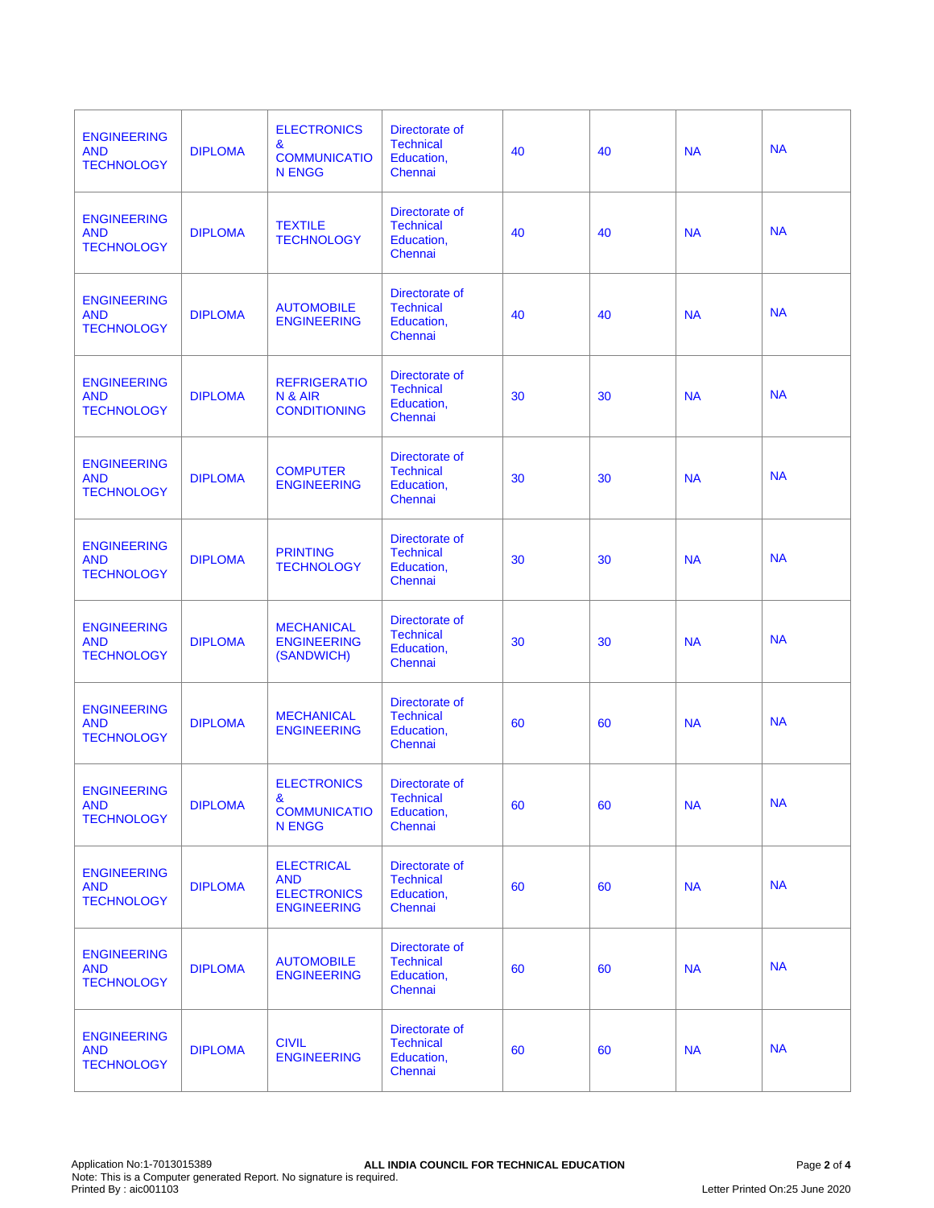| | | | | | | | |
|---|---|---|---|---|---|---|---|
| ENGINEERING AND TECHNOLOGY | DIPLOMA | ELECTRONICS & COMMUNICATION ENGG | Directorate of Technical Education, Chennai | 40 | 40 | NA | NA |
| ENGINEERING AND TECHNOLOGY | DIPLOMA | TEXTILE TECHNOLOGY | Directorate of Technical Education, Chennai | 40 | 40 | NA | NA |
| ENGINEERING AND TECHNOLOGY | DIPLOMA | AUTOMOBILE ENGINEERING | Directorate of Technical Education, Chennai | 40 | 40 | NA | NA |
| ENGINEERING AND TECHNOLOGY | DIPLOMA | REFRIGERATION & AIR CONDITIONING | Directorate of Technical Education, Chennai | 30 | 30 | NA | NA |
| ENGINEERING AND TECHNOLOGY | DIPLOMA | COMPUTER ENGINEERING | Directorate of Technical Education, Chennai | 30 | 30 | NA | NA |
| ENGINEERING AND TECHNOLOGY | DIPLOMA | PRINTING TECHNOLOGY | Directorate of Technical Education, Chennai | 30 | 30 | NA | NA |
| ENGINEERING AND TECHNOLOGY | DIPLOMA | MECHANICAL ENGINEERING (SANDWICH) | Directorate of Technical Education, Chennai | 30 | 30 | NA | NA |
| ENGINEERING AND TECHNOLOGY | DIPLOMA | MECHANICAL ENGINEERING | Directorate of Technical Education, Chennai | 60 | 60 | NA | NA |
| ENGINEERING AND TECHNOLOGY | DIPLOMA | ELECTRONICS & COMMUNICATION ENGG | Directorate of Technical Education, Chennai | 60 | 60 | NA | NA |
| ENGINEERING AND TECHNOLOGY | DIPLOMA | ELECTRICAL AND ELECTRONICS ENGINEERING | Directorate of Technical Education, Chennai | 60 | 60 | NA | NA |
| ENGINEERING AND TECHNOLOGY | DIPLOMA | AUTOMOBILE ENGINEERING | Directorate of Technical Education, Chennai | 60 | 60 | NA | NA |
| ENGINEERING AND TECHNOLOGY | DIPLOMA | CIVIL ENGINEERING | Directorate of Technical Education, Chennai | 60 | 60 | NA | NA |

Application No:1-7013015389
Note: This is a Computer generated Report. No signature is required.
Printed By : aic001103

**ALL INDIA COUNCIL FOR TECHNICAL EDUCATION**

Letter Printed On:25 June 2020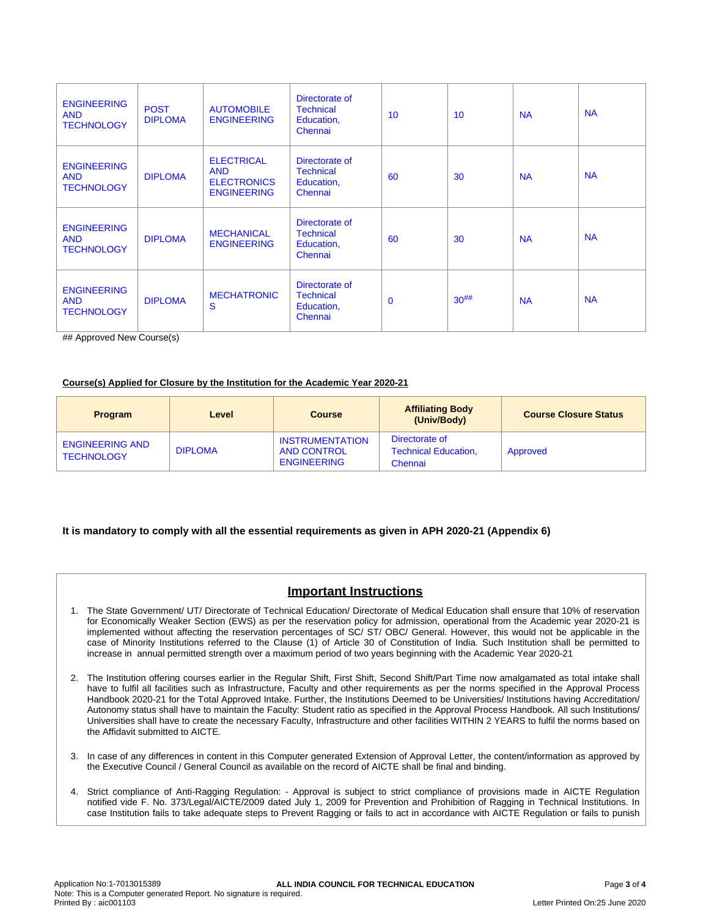| | | | | | | | |
|---|---|---|---|---|---|---|---|
| ENGINEERING AND TECHNOLOGY | POST DIPLOMA | AUTOMOBILE ENGINEERING | Directorate of Technical Education, Chennai | 10 | 10 | NA | NA |
| ENGINEERING AND TECHNOLOGY | DIPLOMA | ELECTRICAL AND ELECTRONICS ENGINEERING | Directorate of Technical Education, Chennai | 60 | 30 | NA | NA |
| ENGINEERING AND TECHNOLOGY | DIPLOMA | MECHANICAL ENGINEERING | Directorate of Technical Education, Chennai | 60 | 30 | NA | NA |
| ENGINEERING AND TECHNOLOGY | DIPLOMA | MECHATRONICS | Directorate of Technical Education, Chennai | 0 | 30## | NA | NA |

## Approved New Course(s)

**Course(s) Applied for Closure by the Institution for the Academic Year 2020-21**

| Program | Level | Course | Affiliating Body (Univ/Body) | Course Closure Status |
|---|---|---|---|---|
| ENGINEERING AND TECHNOLOGY | DIPLOMA | INSTRUMENTATION AND CONTROL ENGINEERING | Directorate of Technical Education, Chennai | Approved |

**It is mandatory to comply with all the essential requirements as given in APH 2020-21 (Appendix 6)**

## Important Instructions

1. The State Government/ UT/ Directorate of Technical Education/ Directorate of Medical Education shall ensure that 10% of reservation for Economically Weaker Section (EWS) as per the reservation policy for admission, operational from the Academic year 2020-21 is implemented without affecting the reservation percentages of SC/ ST/ OBC/ General. However, this would not be applicable in the case of Minority Institutions referred to the Clause (1) of Article 30 of Constitution of India. Such Institution shall be permitted to increase in annual permitted strength over a maximum period of two years beginning with the Academic Year 2020-21

2. The Institution offering courses earlier in the Regular Shift, First Shift, Second Shift/Part Time now amalgamated as total intake shall have to fulfil all facilities such as Infrastructure, Faculty and other requirements as per the norms specified in the Approval Process Handbook 2020-21 for the Total Approved Intake. Further, the Institutions Deemed to be Universities/ Institutions having Accreditation/ Autonomy status shall have to maintain the Faculty: Student ratio as specified in the Approval Process Handbook. All such Institutions/ Universities shall have to create the necessary Faculty, Infrastructure and other facilities WITHIN 2 YEARS to fulfil the norms based on the Affidavit submitted to AICTE.

3. In case of any differences in content in this Computer generated Extension of Approval Letter, the content/information as approved by the Executive Council / General Council as available on the record of AICTE shall be final and binding.

4. Strict compliance of Anti-Ragging Regulation: - Approval is subject to strict compliance of provisions made in AICTE Regulation notified vide F. No. 373/Legal/AICTE/2009 dated July 1, 2009 for Prevention and Prohibition of Ragging in Technical Institutions. In case Institution fails to take adequate steps to Prevent Ragging or fails to act in accordance with AICTE Regulation or fails to punish

Application No:1-7013015389
Note: This is a Computer generated Report. No signature is required.
Printed By : aic001103

ALL INDIA COUNCIL FOR TECHNICAL EDUCATION

Letter Printed On:25 June 2020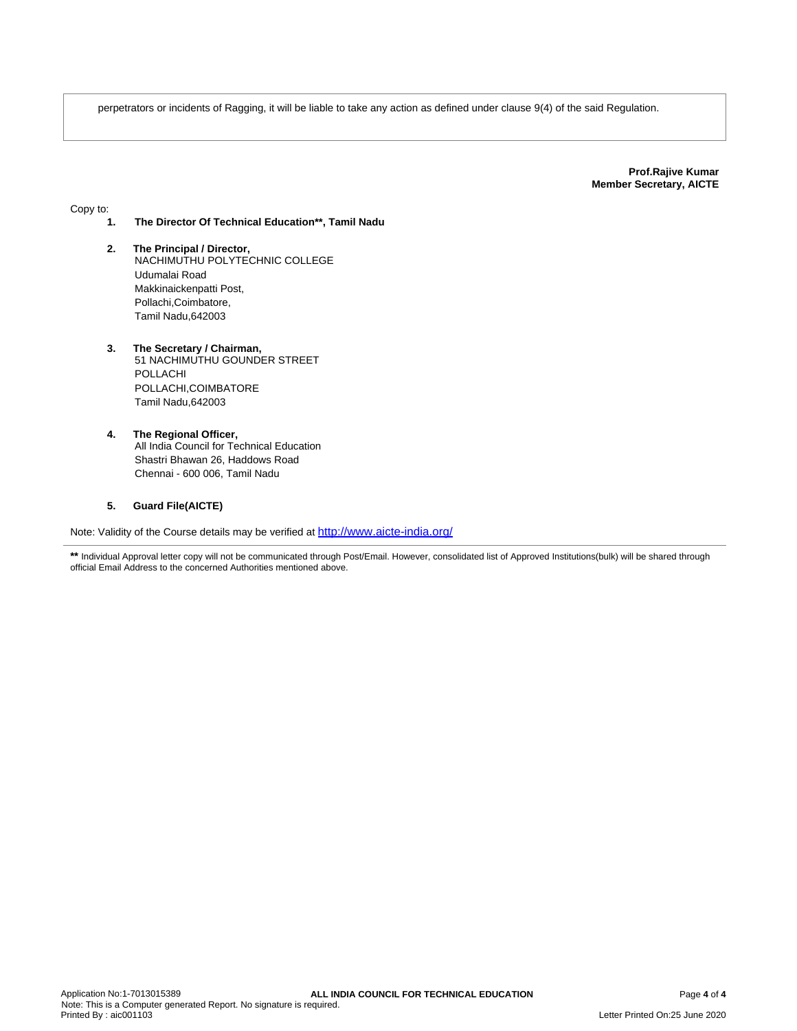perpetrators or incidents of Ragging, it will be liable to take any action as defined under clause 9(4) of the said Regulation.

**Prof.Rajive Kumar**
**Member Secretary, AICTE**

Copy to:

1. **The Director Of Technical Education**, Tamil Nadu**

2. **The Principal / Director,**
   NACHIMUTHU POLYTECHNIC COLLEGE
   Udumalai Road
   Makkinaickenpatti Post,
   Pollachi,Coimbatore,
   Tamil Nadu,642003

3. **The Secretary / Chairman,**
   51 NACHIMUTHU GOUNDER STREET
   POLLACHI
   POLLACHI,COIMBATORE
   Tamil Nadu,642003

4. **The Regional Officer,**
   All India Council for Technical Education
   Shastri Bhawan 26, Haddows Road
   Chennai - 600 006, Tamil Nadu

5. **Guard File(AICTE)**

Note: Validity of the Course details may be verified at http://www.aicte-india.org/

---

**** Individual Approval letter copy will not be communicated through Post/Email. However, consolidated list of Approved Institutions(bulk) will be shared through official Email Address to the concerned Authorities mentioned above.

Application No:1-7013015389
Note: This is a Computer generated Report. No signature is required.
Printed By : aic001103

ALL INDIA COUNCIL FOR TECHNICAL EDUCATION

Letter Printed On:25 June 2020